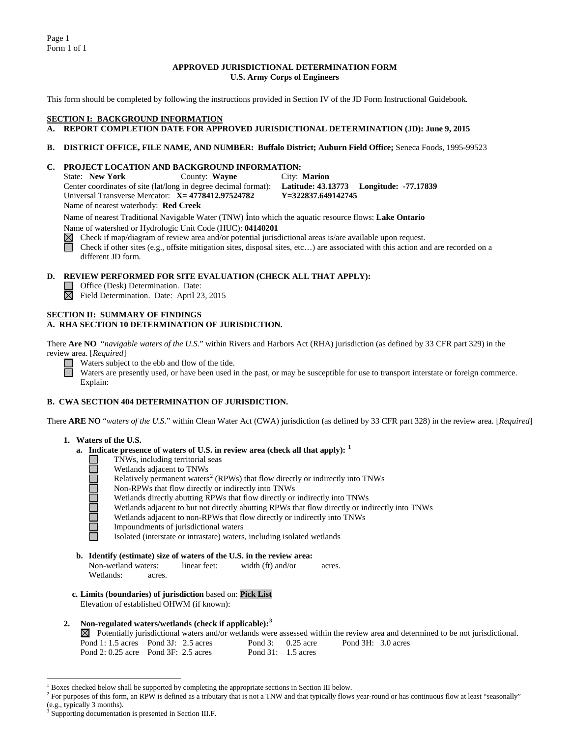# APPROVED JURISDICTIONAL DETERMINATION FORM
## U.S. Army Corps of Engineers

This form should be completed by following the instructions provided in Section IV of the JD Form Instructional Guidebook.

## SECTION I: BACKGROUND INFORMATION

**A. REPORT COMPLETION DATE FOR APPROVED JURISDICTIONAL DETERMINATION (JD): June 9, 2015**

**B. DISTRICT OFFICE, FILE NAME, AND NUMBER: Buffalo District; Auburn Field Office;** Seneca Foods, 1995-99523

**C. PROJECT LOCATION AND BACKGROUND INFORMATION:**

State: **New York** County: **Wayne** City: **Marion**
Center coordinates of site (lat/long in degree decimal format): **Latitude: 43.13773 Longitude: -77.17839**
Universal Transverse Mercator: **X= 4778412.97524782 Y=322837.649142745**
Name of nearest waterbody: **Red Creek**

Name of nearest Traditional Navigable Water (TNW) into which the aquatic resource flows: **Lake Ontario**

Name of watershed or Hydrologic Unit Code (HUC): **04140201**

☒ Check if map/diagram of review area and/or potential jurisdictional areas is/are available upon request.
☐ Check if other sites (e.g., offsite mitigation sites, disposal sites, etc…) are associated with this action and are recorded on a different JD form.

**D. REVIEW PERFORMED FOR SITE EVALUATION (CHECK ALL THAT APPLY):**

☐ Office (Desk) Determination. Date:
☒ Field Determination. Date: April 23, 2015

## SECTION II: SUMMARY OF FINDINGS

**A. RHA SECTION 10 DETERMINATION OF JURISDICTION.**

There **Are NO** "*navigable waters of the U.S.*" within Rivers and Harbors Act (RHA) jurisdiction (as defined by 33 CFR part 329) in the review area. [*Required*]

☐ Waters subject to the ebb and flow of the tide.
☐ Waters are presently used, or have been used in the past, or may be susceptible for use to transport interstate or foreign commerce. Explain:

**B. CWA SECTION 404 DETERMINATION OF JURISDICTION.**

There **ARE NO** "*waters of the U.S.*" within Clean Water Act (CWA) jurisdiction (as defined by 33 CFR part 328) in the review area. [*Required*]

**1. Waters of the U.S.**

**a. Indicate presence of waters of U.S. in review area (check all that apply):** [1]

☐ TNWs, including territorial seas
☐ Wetlands adjacent to TNWs
☐ Relatively permanent waters[2] (RPWs) that flow directly or indirectly into TNWs
☐ Non-RPWs that flow directly or indirectly into TNWs
☐ Wetlands directly abutting RPWs that flow directly or indirectly into TNWs
☐ Wetlands adjacent to but not directly abutting RPWs that flow directly or indirectly into TNWs
☐ Wetlands adjacent to non-RPWs that flow directly or indirectly into TNWs
☐ Impoundments of jurisdictional waters
☐ Isolated (interstate or intrastate) waters, including isolated wetlands

**b. Identify (estimate) size of waters of the U.S. in the review area:**

Non-wetland waters: linear feet: width (ft) and/or acres.
Wetlands: acres.

**c. Limits (boundaries) of jurisdiction** based on: **Pick List**
Elevation of established OHWM (if known):

**2. Non-regulated waters/wetlands (check if applicable):**[3]

☒ Potentially jurisdictional waters and/or wetlands were assessed within the review area and determined to be not jurisdictional.

| | | | |
|---|---|---|---|
| Pond 1: 1.5 acres | Pond 3J: 2.5 acres | Pond 3: 0.25 acre | Pond 3H: 3.0 acres |
| Pond 2: 0.25 acre | Pond 3F: 2.5 acres | Pond 31: 1.5 acres | |

---

[1] Boxes checked below shall be supported by completing the appropriate sections in Section III below.
[2] For purposes of this form, an RPW is defined as a tributary that is not a TNW and that typically flows year-round or has continuous flow at least "seasonally" (e.g., typically 3 months).
[3] Supporting documentation is presented in Section III.F.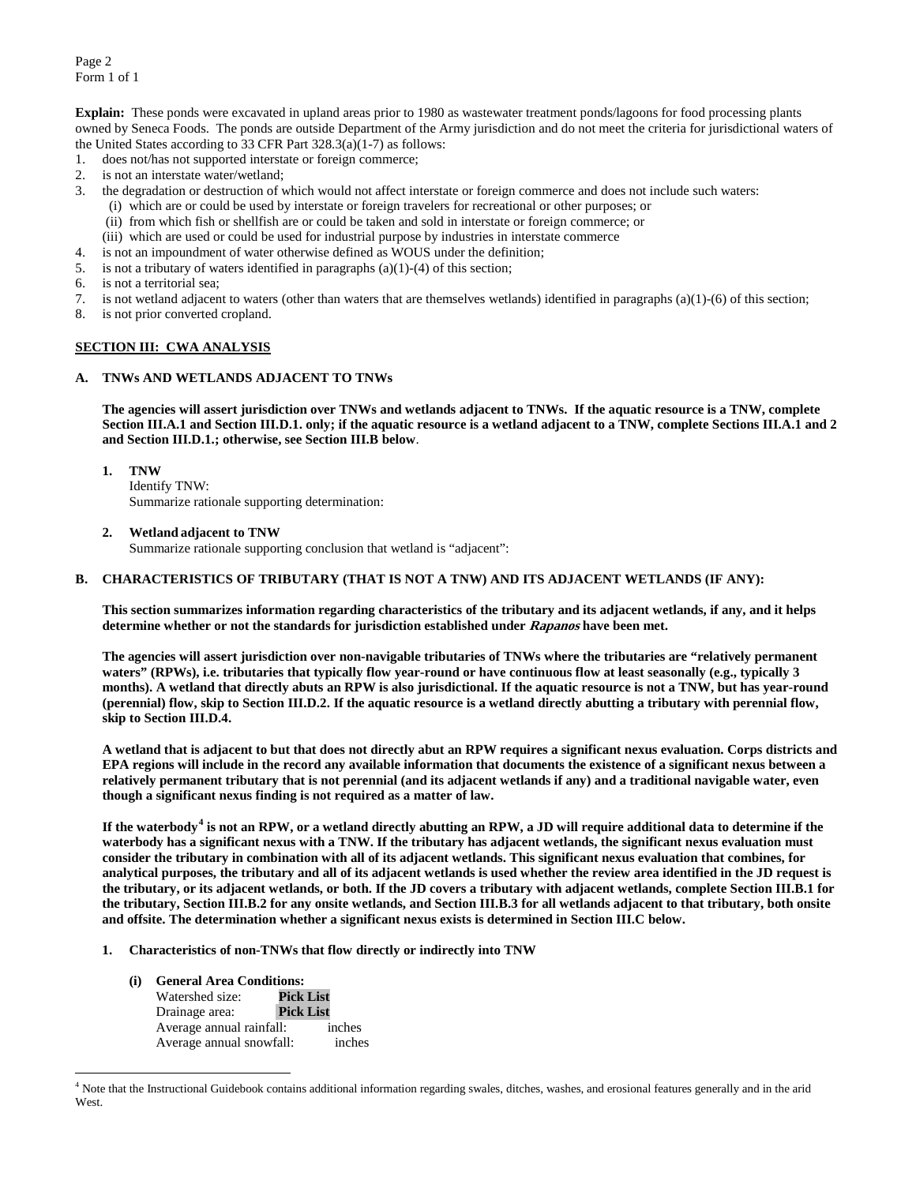**Explain:** These ponds were excavated in upland areas prior to 1980 as wastewater treatment ponds/lagoons for food processing plants owned by Seneca Foods. The ponds are outside Department of the Army jurisdiction and do not meet the criteria for jurisdictional waters of the United States according to 33 CFR Part 328.3(a)(1-7) as follows:

1. does not/has not supported interstate or foreign commerce;
2. is not an interstate water/wetland;
3. the degradation or destruction of which would not affect interstate or foreign commerce and does not include such waters:
   (i) which are or could be used by interstate or foreign travelers for recreational or other purposes; or
   (ii) from which fish or shellfish are or could be taken and sold in interstate or foreign commerce; or
   (iii) which are used or could be used for industrial purpose by industries in interstate commerce
4. is not an impoundment of water otherwise defined as WOUS under the definition;
5. is not a tributary of waters identified in paragraphs (a)(1)-(4) of this section;
6. is not a territorial sea;
7. is not wetland adjacent to waters (other than waters that are themselves wetlands) identified in paragraphs (a)(1)-(6) of this section;
8. is not prior converted cropland.

## SECTION III: CWA ANALYSIS

### A. TNWs AND WETLANDS ADJACENT TO TNWs

**The agencies will assert jurisdiction over TNWs and wetlands adjacent to TNWs. If the aquatic resource is a TNW, complete Section III.A.1 and Section III.D.1. only; if the aquatic resource is a wetland adjacent to a TNW, complete Sections III.A.1 and 2 and Section III.D.1.; otherwise, see Section III.B below**.

1. **TNW**
   Identify TNW:
   Summarize rationale supporting determination:

2. **Wetland adjacent to TNW**
   Summarize rationale supporting conclusion that wetland is "adjacent":

### B. CHARACTERISTICS OF TRIBUTARY (THAT IS NOT A TNW) AND ITS ADJACENT WETLANDS (IF ANY):

**This section summarizes information regarding characteristics of the tributary and its adjacent wetlands, if any, and it helps determine whether or not the standards for jurisdiction established under *Rapanos* have been met.**

**The agencies will assert jurisdiction over non-navigable tributaries of TNWs where the tributaries are "relatively permanent waters" (RPWs), i.e. tributaries that typically flow year-round or have continuous flow at least seasonally (e.g., typically 3 months). A wetland that directly abuts an RPW is also jurisdictional. If the aquatic resource is not a TNW, but has year-round (perennial) flow, skip to Section III.D.2. If the aquatic resource is a wetland directly abutting a tributary with perennial flow, skip to Section III.D.4.**

**A wetland that is adjacent to but that does not directly abut an RPW requires a significant nexus evaluation. Corps districts and EPA regions will include in the record any available information that documents the existence of a significant nexus between a relatively permanent tributary that is not perennial (and its adjacent wetlands if any) and a traditional navigable water, even though a significant nexus finding is not required as a matter of law.**

**If the waterbody[4] is not an RPW, or a wetland directly abutting an RPW, a JD will require additional data to determine if the waterbody has a significant nexus with a TNW. If the tributary has adjacent wetlands, the significant nexus evaluation must consider the tributary in combination with all of its adjacent wetlands. This significant nexus evaluation that combines, for analytical purposes, the tributary and all of its adjacent wetlands is used whether the review area identified in the JD request is the tributary, or its adjacent wetlands, or both. If the JD covers a tributary with adjacent wetlands, complete Section III.B.1 for the tributary, Section III.B.2 for any onsite wetlands, and Section III.B.3 for all wetlands adjacent to that tributary, both onsite and offsite. The determination whether a significant nexus exists is determined in Section III.C below.**

1. **Characteristics of non-TNWs that flow directly or indirectly into TNW**

   **(i) General Area Conditions:**
   Watershed size: **Pick List**
   Drainage area: **Pick List**
   Average annual rainfall: inches
   Average annual snowfall: inches

---

[4] Note that the Instructional Guidebook contains additional information regarding swales, ditches, washes, and erosional features generally and in the arid West.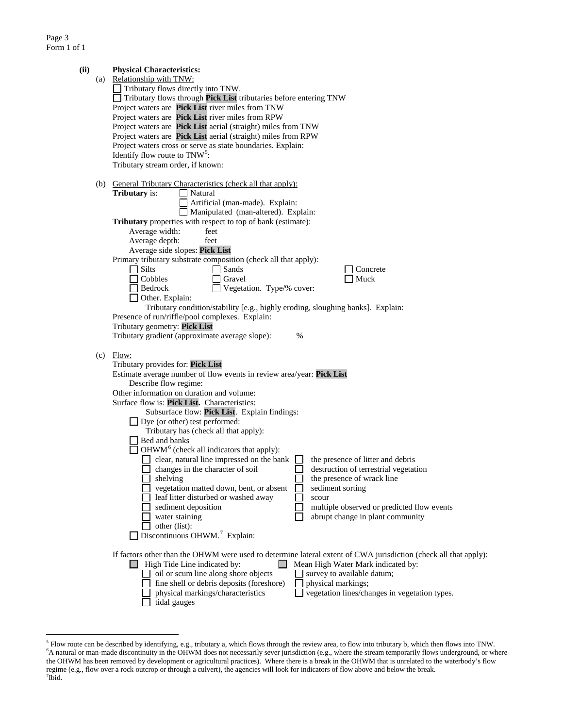**(ii) Physical Characteristics:**

(a) Relationship with TNW:

- ☐ Tributary flows directly into TNW.
- ☐ Tributary flows through **Pick List** tributaries before entering TNW

Project waters are **Pick List** river miles from TNW
Project waters are **Pick List** river miles from RPW
Project waters are **Pick List** aerial (straight) miles from TNW
Project waters are **Pick List** aerial (straight) miles from RPW
Project waters cross or serve as state boundaries. Explain:
Identify flow route to TNW[5]:
Tributary stream order, if known:

(b) General Tributary Characteristics (check all that apply):

**Tributary** is:
- ☐ Natural
- ☐ Artificial (man-made). Explain:
- ☐ Manipulated (man-altered). Explain:

**Tributary** properties with respect to top of bank (estimate):
Average width: feet
Average depth: feet
Average side slopes: **Pick List**

Primary tributary substrate composition (check all that apply):
- ☐ Silts
- ☐ Sands
- ☐ Concrete
- ☐ Cobbles
- ☐ Gravel
- ☐ Muck
- ☐ Bedrock
- ☐ Vegetation. Type/% cover:
- ☐ Other. Explain:

Tributary condition/stability [e.g., highly eroding, sloughing banks]. Explain:
Presence of run/riffle/pool complexes. Explain:
Tributary geometry: **Pick List**
Tributary gradient (approximate average slope): %

(c) Flow:

Tributary provides for: **Pick List**
Estimate average number of flow events in review area/year: **Pick List**
Describe flow regime:
Other information on duration and volume:
Surface flow is: **Pick List.** Characteristics:
Subsurface flow: **Pick List**. Explain findings:
- ☐ Dye (or other) test performed:

Tributary has (check all that apply):
- ☐ Bed and banks
- ☐ OHWM[6] (check all indicators that apply):
  - ☐ clear, natural line impressed on the bank
  - ☐ changes in the character of soil
  - ☐ shelving
  - ☐ vegetation matted down, bent, or absent
  - ☐ leaf litter disturbed or washed away
  - ☐ sediment deposition
  - ☐ water staining
  - ☐ other (list):
  - ☐ the presence of litter and debris
  - ☐ destruction of terrestrial vegetation
  - ☐ the presence of wrack line
  - ☐ sediment sorting
  - ☐ scour
  - ☐ multiple observed or predicted flow events
  - ☐ abrupt change in plant community
- ☐ Discontinuous OHWM.[7] Explain:

If factors other than the OHWM were used to determine lateral extent of CWA jurisdiction (check all that apply):
- ☐ High Tide Line indicated by:
  - ☐ oil or scum line along shore objects
  - ☐ fine shell or debris deposits (foreshore)
  - ☐ physical markings/characteristics
  - ☐ tidal gauges
- ☐ Mean High Water Mark indicated by:
  - ☐ survey to available datum;
  - ☐ physical markings;
  - ☐ vegetation lines/changes in vegetation types.

---

[5] Flow route can be described by identifying, e.g., tributary a, which flows through the review area, to flow into tributary b, which then flows into TNW.
[6] A natural or man-made discontinuity in the OHWM does not necessarily sever jurisdiction (e.g., where the stream temporarily flows underground, or where the OHWM has been removed by development or agricultural practices). Where there is a break in the OHWM that is unrelated to the waterbody's flow regime (e.g., flow over a rock outcrop or through a culvert), the agencies will look for indicators of flow above and below the break.
[7] Ibid.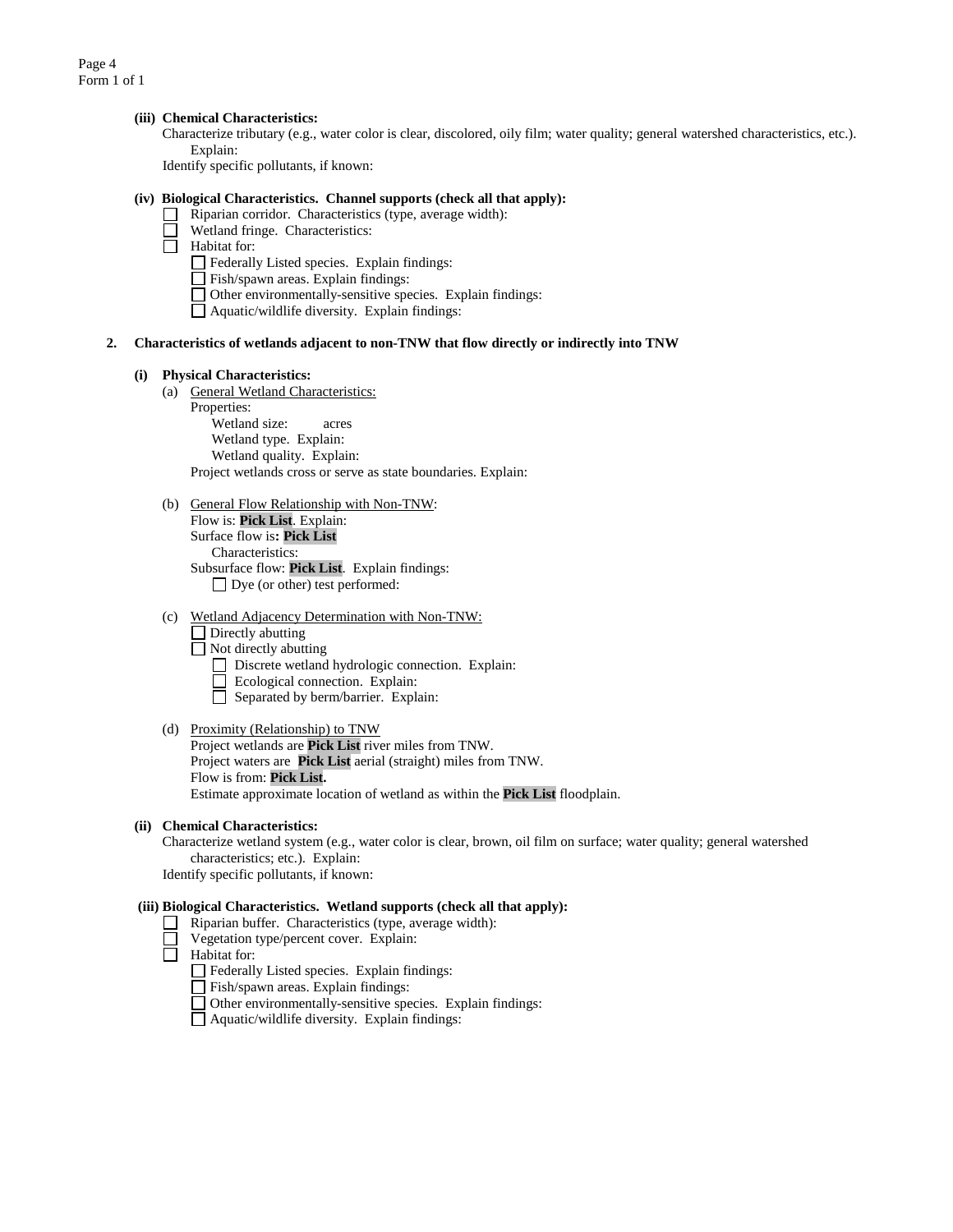**(iii) Chemical Characteristics:**

Characterize tributary (e.g., water color is clear, discolored, oily film; water quality; general watershed characteristics, etc.). Explain:

Identify specific pollutants, if known:

**(iv) Biological Characteristics. Channel supports (check all that apply):**

- ☐ Riparian corridor. Characteristics (type, average width):
- ☐ Wetland fringe. Characteristics:
- ☐ Habitat for:
  - ☐ Federally Listed species. Explain findings:
  - ☐ Fish/spawn areas. Explain findings:
  - ☐ Other environmentally-sensitive species. Explain findings:
  - ☐ Aquatic/wildlife diversity. Explain findings:

**2. Characteristics of wetlands adjacent to non-TNW that flow directly or indirectly into TNW**

**(i) Physical Characteristics:**

(a) General Wetland Characteristics:

Properties:

Wetland size: acres

Wetland type. Explain:

Wetland quality. Explain:

Project wetlands cross or serve as state boundaries. Explain:

(b) General Flow Relationship with Non-TNW:

Flow is: **Pick List**. Explain:

Surface flow is**: Pick List**

Characteristics:

Subsurface flow: **Pick List**. Explain findings:

- ☐ Dye (or other) test performed:

(c) Wetland Adjacency Determination with Non-TNW:

- ☐ Directly abutting
- ☐ Not directly abutting
  - ☐ Discrete wetland hydrologic connection. Explain:
  - ☐ Ecological connection. Explain:
  - ☐ Separated by berm/barrier. Explain:

(d) Proximity (Relationship) to TNW

Project wetlands are **Pick List** river miles from TNW.

Project waters are **Pick List** aerial (straight) miles from TNW.

Flow is from: **Pick List.**

Estimate approximate location of wetland as within the **Pick List** floodplain.

**(ii) Chemical Characteristics:**

Characterize wetland system (e.g., water color is clear, brown, oil film on surface; water quality; general watershed characteristics; etc.). Explain:

Identify specific pollutants, if known:

**(iii) Biological Characteristics. Wetland supports (check all that apply):**

- ☐ Riparian buffer. Characteristics (type, average width):
- ☐ Vegetation type/percent cover. Explain:
- ☐ Habitat for:
  - ☐ Federally Listed species. Explain findings:
  - ☐ Fish/spawn areas. Explain findings:
  - ☐ Other environmentally-sensitive species. Explain findings:
  - ☐ Aquatic/wildlife diversity. Explain findings: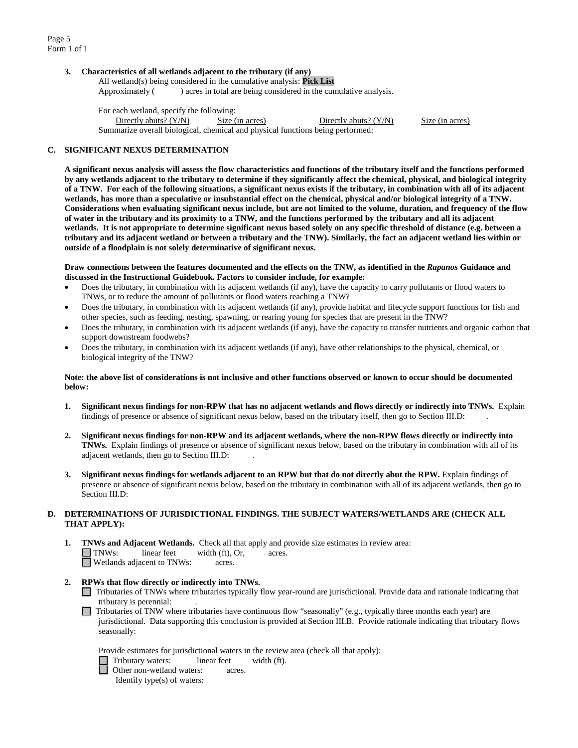**3. Characteristics of all wetlands adjacent to the tributary (if any)**

All wetland(s) being considered in the cumulative analysis: **Pick List**

Approximately ( ) acres in total are being considered in the cumulative analysis.

For each wetland, specify the following:

| Directly abuts? (Y/N) | Size (in acres) | Directly abuts? (Y/N) | Size (in acres) |
|---|---|---|---|

Summarize overall biological, chemical and physical functions being performed:

## C. SIGNIFICANT NEXUS DETERMINATION

**A significant nexus analysis will assess the flow characteristics and functions of the tributary itself and the functions performed by any wetlands adjacent to the tributary to determine if they significantly affect the chemical, physical, and biological integrity of a TNW. For each of the following situations, a significant nexus exists if the tributary, in combination with all of its adjacent wetlands, has more than a speculative or insubstantial effect on the chemical, physical and/or biological integrity of a TNW. Considerations when evaluating significant nexus include, but are not limited to the volume, duration, and frequency of the flow of water in the tributary and its proximity to a TNW, and the functions performed by the tributary and all its adjacent wetlands. It is not appropriate to determine significant nexus based solely on any specific threshold of distance (e.g. between a tributary and its adjacent wetland or between a tributary and the TNW). Similarly, the fact an adjacent wetland lies within or outside of a floodplain is not solely determinative of significant nexus.**

**Draw connections between the features documented and the effects on the TNW, as identified in the *Rapanos* Guidance and discussed in the Instructional Guidebook. Factors to consider include, for example:**

- Does the tributary, in combination with its adjacent wetlands (if any), have the capacity to carry pollutants or flood waters to TNWs, or to reduce the amount of pollutants or flood waters reaching a TNW?
- Does the tributary, in combination with its adjacent wetlands (if any), provide habitat and lifecycle support functions for fish and other species, such as feeding, nesting, spawning, or rearing young for species that are present in the TNW?
- Does the tributary, in combination with its adjacent wetlands (if any), have the capacity to transfer nutrients and organic carbon that support downstream foodwebs?
- Does the tributary, in combination with its adjacent wetlands (if any), have other relationships to the physical, chemical, or biological integrity of the TNW?

**Note: the above list of considerations is not inclusive and other functions observed or known to occur should be documented below:**

1. **Significant nexus findings for non-RPW that has no adjacent wetlands and flows directly or indirectly into TNWs.** Explain findings of presence or absence of significant nexus below, based on the tributary itself, then go to Section III.D: .

2. **Significant nexus findings for non-RPW and its adjacent wetlands, where the non-RPW flows directly or indirectly into TNWs.** Explain findings of presence or absence of significant nexus below, based on the tributary in combination with all of its adjacent wetlands, then go to Section III.D: .

3. **Significant nexus findings for wetlands adjacent to an RPW but that do not directly abut the RPW.** Explain findings of presence or absence of significant nexus below, based on the tributary in combination with all of its adjacent wetlands, then go to Section III.D:

## D. DETERMINATIONS OF JURISDICTIONAL FINDINGS. THE SUBJECT WATERS/WETLANDS ARE (CHECK ALL THAT APPLY):

1. **TNWs and Adjacent Wetlands.** Check all that apply and provide size estimates in review area:

   ☐ TNWs: linear feet width (ft), Or, acres.

   ☐ Wetlands adjacent to TNWs: acres.

2. **RPWs that flow directly or indirectly into TNWs.**

   ☐ Tributaries of TNWs where tributaries typically flow year-round are jurisdictional. Provide data and rationale indicating that tributary is perennial: .

   ☐ Tributaries of TNW where tributaries have continuous flow "seasonally" (e.g., typically three months each year) are jurisdictional. Data supporting this conclusion is provided at Section III.B. Provide rationale indicating that tributary flows seasonally:

   Provide estimates for jurisdictional waters in the review area (check all that apply):

   ☐ Tributary waters: linear feet width (ft).

   ☐ Other non-wetland waters: acres.

   Identify type(s) of waters: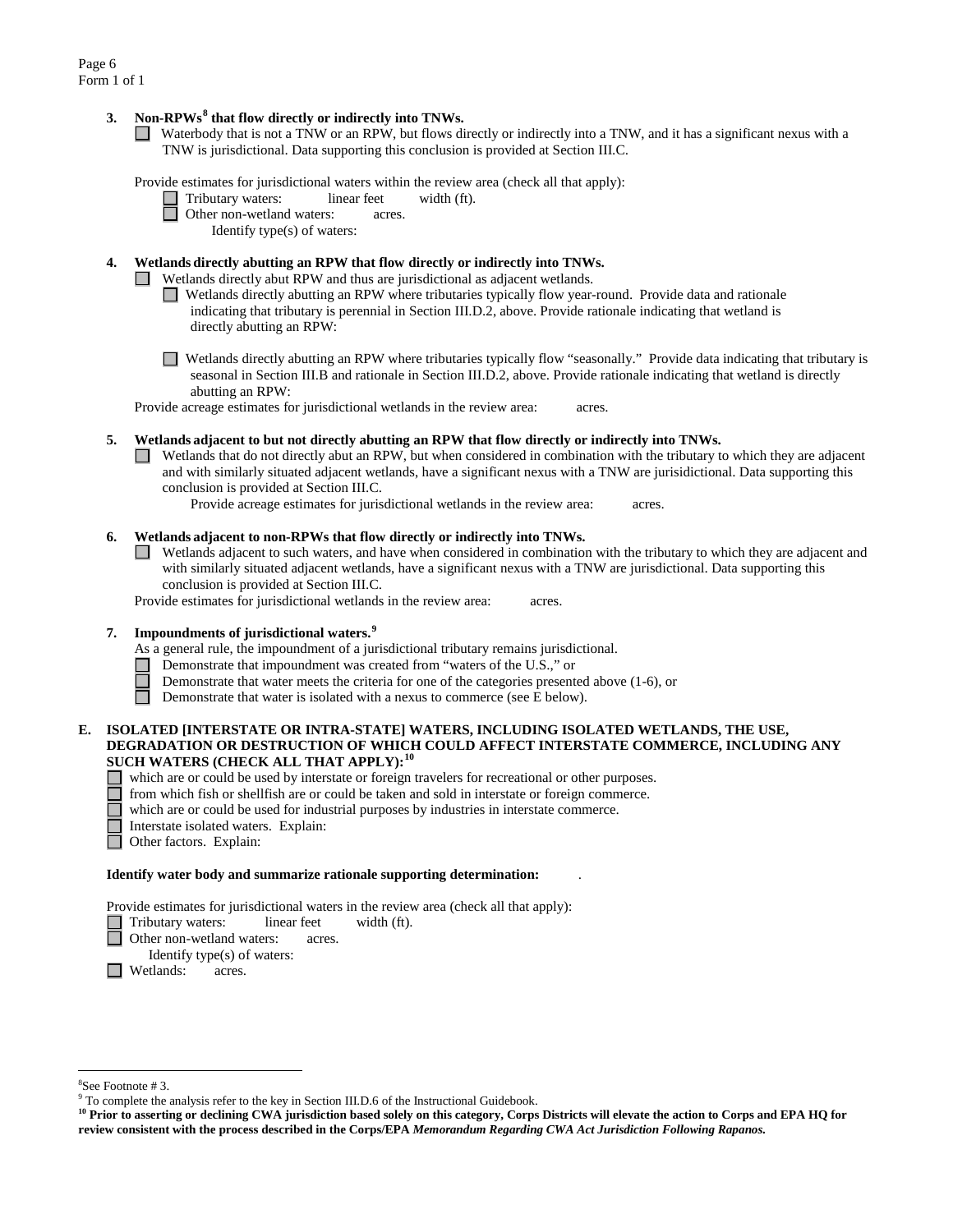**3. Non-RPWs[8] that flow directly or indirectly into TNWs.**

☐ Waterbody that is not a TNW or an RPW, but flows directly or indirectly into a TNW, and it has a significant nexus with a TNW is jurisdictional. Data supporting this conclusion is provided at Section III.C.

Provide estimates for jurisdictional waters within the review area (check all that apply):

☐ Tributary waters: linear feet width (ft).
☐ Other non-wetland waters: acres.
Identify type(s) of waters:

**4. Wetlands directly abutting an RPW that flow directly or indirectly into TNWs.**

☐ Wetlands directly abut RPW and thus are jurisdictional as adjacent wetlands.

☐ Wetlands directly abutting an RPW where tributaries typically flow year-round. Provide data and rationale indicating that tributary is perennial in Section III.D.2, above. Provide rationale indicating that wetland is directly abutting an RPW:

☐ Wetlands directly abutting an RPW where tributaries typically flow "seasonally." Provide data indicating that tributary is seasonal in Section III.B and rationale in Section III.D.2, above. Provide rationale indicating that wetland is directly abutting an RPW:

Provide acreage estimates for jurisdictional wetlands in the review area: acres.

**5. Wetlands adjacent to but not directly abutting an RPW that flow directly or indirectly into TNWs.**

☐ Wetlands that do not directly abut an RPW, but when considered in combination with the tributary to which they are adjacent and with similarly situated adjacent wetlands, have a significant nexus with a TNW are jurisidictional. Data supporting this conclusion is provided at Section III.C.

Provide acreage estimates for jurisdictional wetlands in the review area: acres.

**6. Wetlands adjacent to non-RPWs that flow directly or indirectly into TNWs.**

☐ Wetlands adjacent to such waters, and have when considered in combination with the tributary to which they are adjacent and with similarly situated adjacent wetlands, have a significant nexus with a TNW are jurisdictional. Data supporting this conclusion is provided at Section III.C.

Provide estimates for jurisdictional wetlands in the review area: acres.

**7. Impoundments of jurisdictional waters.[9]**

As a general rule, the impoundment of a jurisdictional tributary remains jurisdictional.

☐ Demonstrate that impoundment was created from "waters of the U.S.," or
☐ Demonstrate that water meets the criteria for one of the categories presented above (1-6), or
☐ Demonstrate that water is isolated with a nexus to commerce (see E below).

**E. ISOLATED [INTERSTATE OR INTRA-STATE] WATERS, INCLUDING ISOLATED WETLANDS, THE USE, DEGRADATION OR DESTRUCTION OF WHICH COULD AFFECT INTERSTATE COMMERCE, INCLUDING ANY SUCH WATERS (CHECK ALL THAT APPLY):[10]**

☐ which are or could be used by interstate or foreign travelers for recreational or other purposes.
☐ from which fish or shellfish are or could be taken and sold in interstate or foreign commerce.
☐ which are or could be used for industrial purposes by industries in interstate commerce.
☐ Interstate isolated waters. Explain:
☐ Other factors. Explain:

**Identify water body and summarize rationale supporting determination:** .

Provide estimates for jurisdictional waters in the review area (check all that apply):

☐ Tributary waters: linear feet width (ft).
☐ Other non-wetland waters: acres.
Identify type(s) of waters:
☐ Wetlands: acres.

---

[8] See Footnote # 3.

[9] To complete the analysis refer to the key in Section III.D.6 of the Instructional Guidebook.

**[10] Prior to asserting or declining CWA jurisdiction based solely on this category, Corps Districts will elevate the action to Corps and EPA HQ for review consistent with the process described in the Corps/EPA *Memorandum Regarding CWA Act Jurisdiction Following Rapanos.***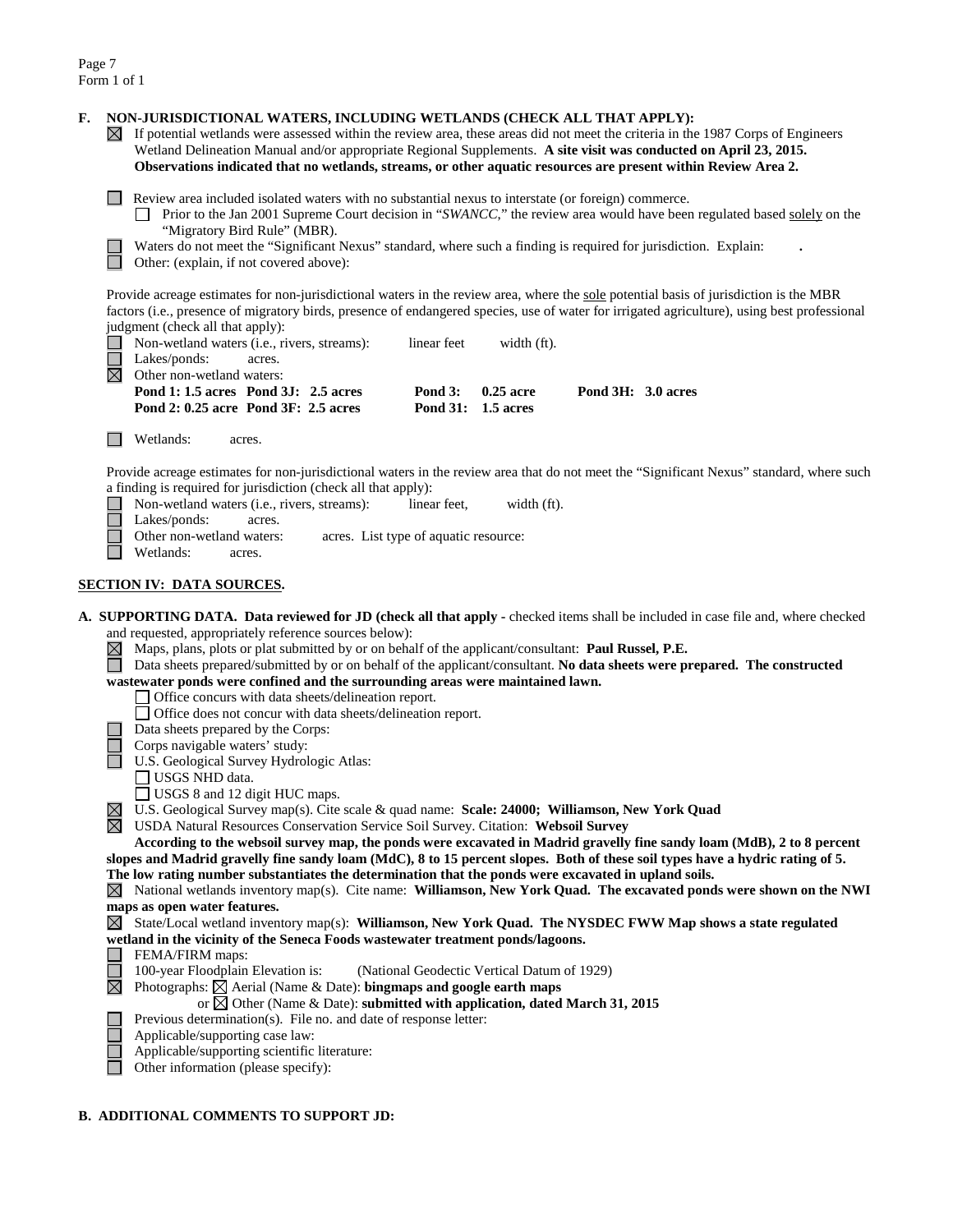**F. NON-JURISDICTIONAL WATERS, INCLUDING WETLANDS (CHECK ALL THAT APPLY):**

☒ If potential wetlands were assessed within the review area, these areas did not meet the criteria in the 1987 Corps of Engineers Wetland Delineation Manual and/or appropriate Regional Supplements. **A site visit was conducted on April 23, 2015. Observations indicated that no wetlands, streams, or other aquatic resources are present within Review Area 2.**

☐ Review area included isolated waters with no substantial nexus to interstate (or foreign) commerce.

☐ Prior to the Jan 2001 Supreme Court decision in "*SWANCC*," the review area would have been regulated based solely on the "Migratory Bird Rule" (MBR).

☐ Waters do not meet the "Significant Nexus" standard, where such a finding is required for jurisdiction. Explain: **.**

☐ Other: (explain, if not covered above):

Provide acreage estimates for non-jurisdictional waters in the review area, where the sole potential basis of jurisdiction is the MBR factors (i.e., presence of migratory birds, presence of endangered species, use of water for irrigated agriculture), using best professional judgment (check all that apply):

☐ Non-wetland waters (i.e., rivers, streams): linear feet width (ft).

☐ Lakes/ponds: acres.

☒ Other non-wetland waters:

| | | | |
|---|---|---|---|
| **Pond 1: 1.5 acres** | **Pond 3J: 2.5 acres** | **Pond 3: 0.25 acre** | **Pond 3H: 3.0 acres** |
| **Pond 2: 0.25 acre** | **Pond 3F: 2.5 acres** | **Pond 31: 1.5 acres** | |

☐ Wetlands: acres.

Provide acreage estimates for non-jurisdictional waters in the review area that do not meet the "Significant Nexus" standard, where such a finding is required for jurisdiction (check all that apply):

☐ Non-wetland waters (i.e., rivers, streams): linear feet, width (ft).

☐ Lakes/ponds: acres.

☐ Other non-wetland waters: acres. List type of aquatic resource:

☐ Wetlands: acres.

## SECTION IV: DATA SOURCES.

**A. SUPPORTING DATA. Data reviewed for JD (check all that apply** - checked items shall be included in case file and, where checked and requested, appropriately reference sources below):

☒ Maps, plans, plots or plat submitted by or on behalf of the applicant/consultant: **Paul Russel, P.E.**

☐ Data sheets prepared/submitted by or on behalf of the applicant/consultant. **No data sheets were prepared. The constructed wastewater ponds were confined and the surrounding areas were maintained lawn.**

☐ Office concurs with data sheets/delineation report.

☐ Office does not concur with data sheets/delineation report.

☐ Data sheets prepared by the Corps:

☐ Corps navigable waters' study:

☐ U.S. Geological Survey Hydrologic Atlas:

☐ USGS NHD data.

☐ USGS 8 and 12 digit HUC maps.

☒ U.S. Geological Survey map(s). Cite scale & quad name: **Scale: 24000; Williamson, New York Quad**

☒ USDA Natural Resources Conservation Service Soil Survey. Citation: **Websoil Survey**

**According to the websoil survey map, the ponds were excavated in Madrid gravelly fine sandy loam (MdB), 2 to 8 percent slopes and Madrid gravelly fine sandy loam (MdC), 8 to 15 percent slopes. Both of these soil types have a hydric rating of 5. The low rating number substantiates the determination that the ponds were excavated in upland soils.**

☒ National wetlands inventory map(s). Cite name: **Williamson, New York Quad. The excavated ponds were shown on the NWI maps as open water features.**

☒ State/Local wetland inventory map(s): **Williamson, New York Quad. The NYSDEC FWW Map shows a state regulated wetland in the vicinity of the Seneca Foods wastewater treatment ponds/lagoons.**

☐ FEMA/FIRM maps:

☐ 100-year Floodplain Elevation is: (National Geodectic Vertical Datum of 1929)

☒ Photographs: ☒ Aerial (Name & Date): **bingmaps and google earth maps**

or ☒ Other (Name & Date): **submitted with application, dated March 31, 2015**

☐ Previous determination(s). File no. and date of response letter:

☐ Applicable/supporting case law:

☐ Applicable/supporting scientific literature:

☐ Other information (please specify):

**B. ADDITIONAL COMMENTS TO SUPPORT JD:**